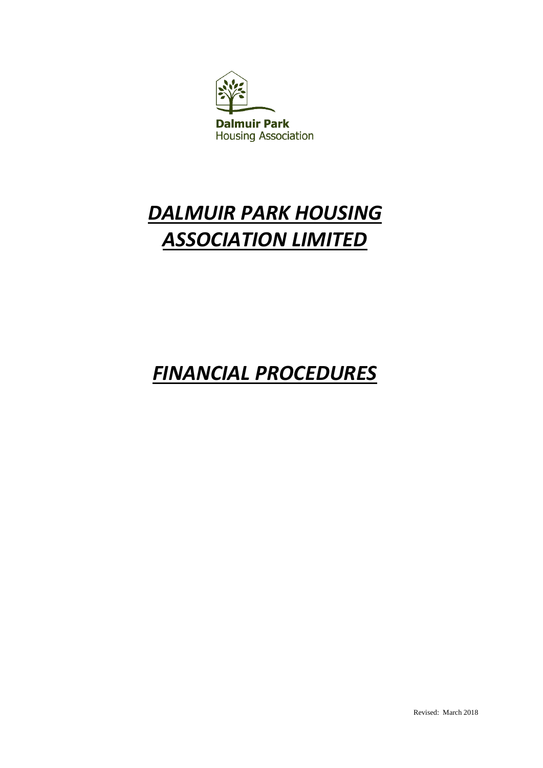Dalmuir Park
Housing Association

# *DALMUIR PARK HOUSING ASSOCIATION LIMITED*

# *FINANCIAL PROCEDURES*

Revised: March 2018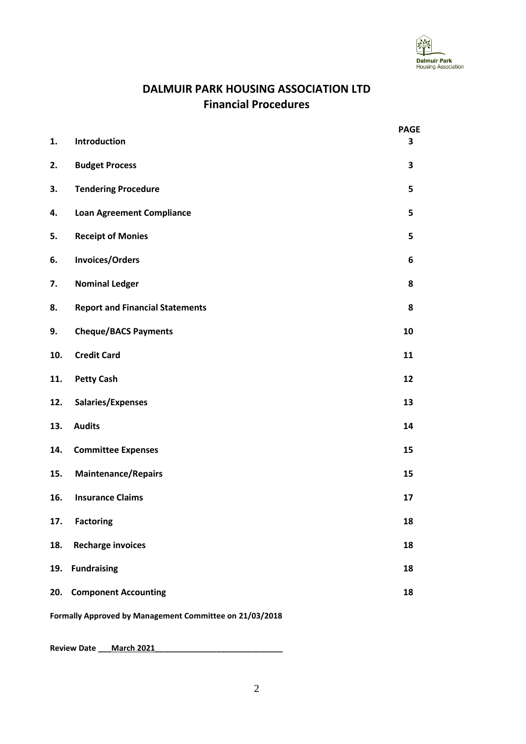# DALMUIR PARK HOUSING ASSOCIATION LTD
## Financial Procedures

| | | PAGE |
|---|---|---|
| 1. | **Introduction** | 3 |
| 2. | **Budget Process** | 3 |
| 3. | **Tendering Procedure** | 5 |
| 4. | **Loan Agreement Compliance** | 5 |
| 5. | **Receipt of Monies** | 5 |
| 6. | **Invoices/Orders** | 6 |
| 7. | **Nominal Ledger** | 8 |
| 8. | **Report and Financial Statements** | 8 |
| 9. | **Cheque/BACS Payments** | 10 |
| 10. | **Credit Card** | 11 |
| 11. | **Petty Cash** | 12 |
| 12. | **Salaries/Expenses** | 13 |
| 13. | **Audits** | 14 |
| 14. | **Committee Expenses** | 15 |
| 15. | **Maintenance/Repairs** | 15 |
| 16. | **Insurance Claims** | 17 |
| 17. | **Factoring** | 18 |
| 18. | **Recharge invoices** | 18 |
| 19. | **Fundraising** | 18 |
| 20. | **Component Accounting** | 18 |

**Formally Approved by Management Committee on 21/03/2018**

**Review Date \_\_\_March 2021\_\_\_\_\_\_\_\_\_\_\_\_\_\_\_\_\_\_\_\_\_\_\_\_\_\_\_\_\_\_**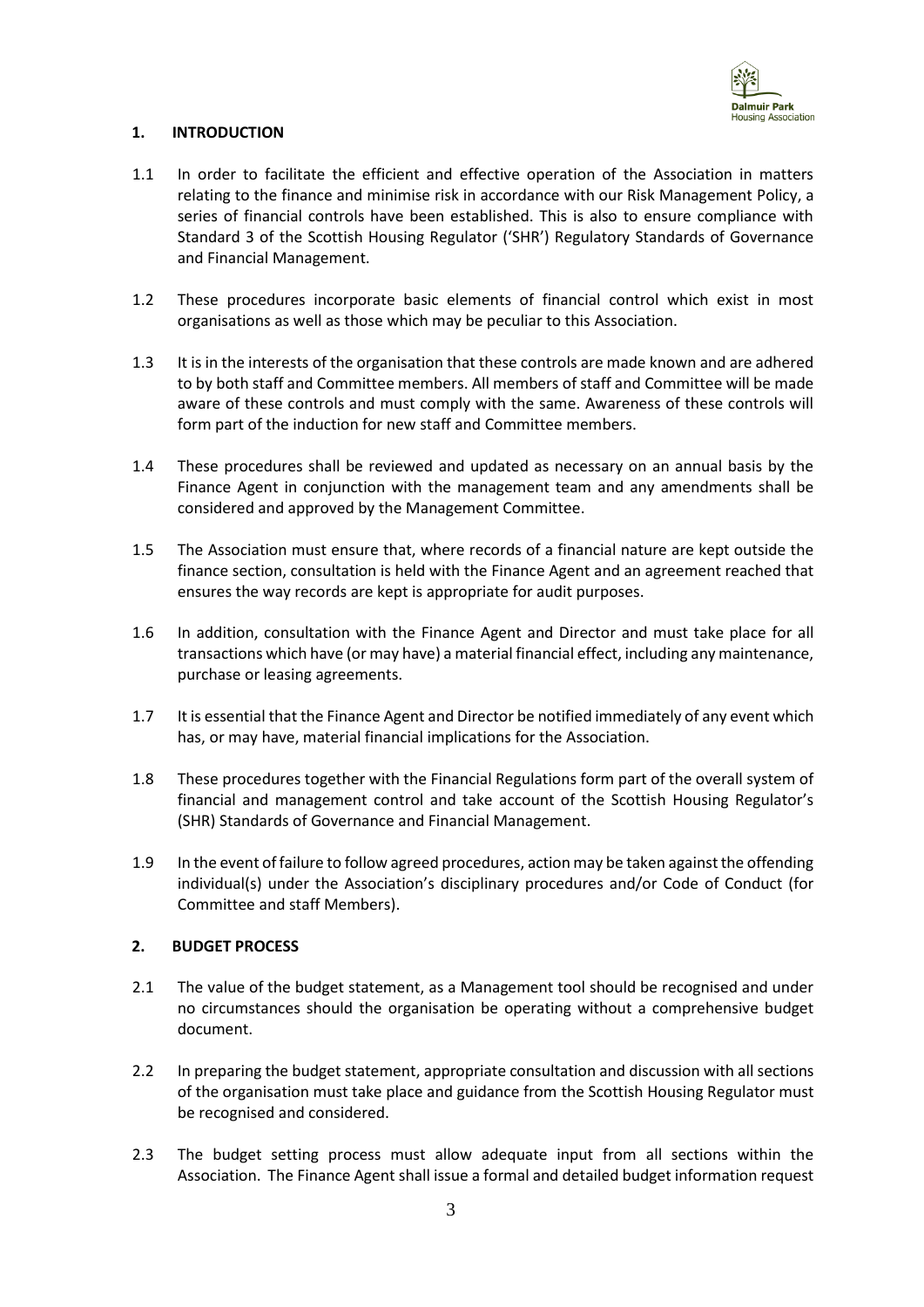## 1. INTRODUCTION

1.1 In order to facilitate the efficient and effective operation of the Association in matters relating to the finance and minimise risk in accordance with our Risk Management Policy, a series of financial controls have been established. This is also to ensure compliance with Standard 3 of the Scottish Housing Regulator ('SHR') Regulatory Standards of Governance and Financial Management.

1.2 These procedures incorporate basic elements of financial control which exist in most organisations as well as those which may be peculiar to this Association.

1.3 It is in the interests of the organisation that these controls are made known and are adhered to by both staff and Committee members. All members of staff and Committee will be made aware of these controls and must comply with the same. Awareness of these controls will form part of the induction for new staff and Committee members.

1.4 These procedures shall be reviewed and updated as necessary on an annual basis by the Finance Agent in conjunction with the management team and any amendments shall be considered and approved by the Management Committee.

1.5 The Association must ensure that, where records of a financial nature are kept outside the finance section, consultation is held with the Finance Agent and an agreement reached that ensures the way records are kept is appropriate for audit purposes.

1.6 In addition, consultation with the Finance Agent and Director and must take place for all transactions which have (or may have) a material financial effect, including any maintenance, purchase or leasing agreements.

1.7 It is essential that the Finance Agent and Director be notified immediately of any event which has, or may have, material financial implications for the Association.

1.8 These procedures together with the Financial Regulations form part of the overall system of financial and management control and take account of the Scottish Housing Regulator's (SHR) Standards of Governance and Financial Management.

1.9 In the event of failure to follow agreed procedures, action may be taken against the offending individual(s) under the Association's disciplinary procedures and/or Code of Conduct (for Committee and staff Members).

## 2. BUDGET PROCESS

2.1 The value of the budget statement, as a Management tool should be recognised and under no circumstances should the organisation be operating without a comprehensive budget document.

2.2 In preparing the budget statement, appropriate consultation and discussion with all sections of the organisation must take place and guidance from the Scottish Housing Regulator must be recognised and considered.

2.3 The budget setting process must allow adequate input from all sections within the Association. The Finance Agent shall issue a formal and detailed budget information request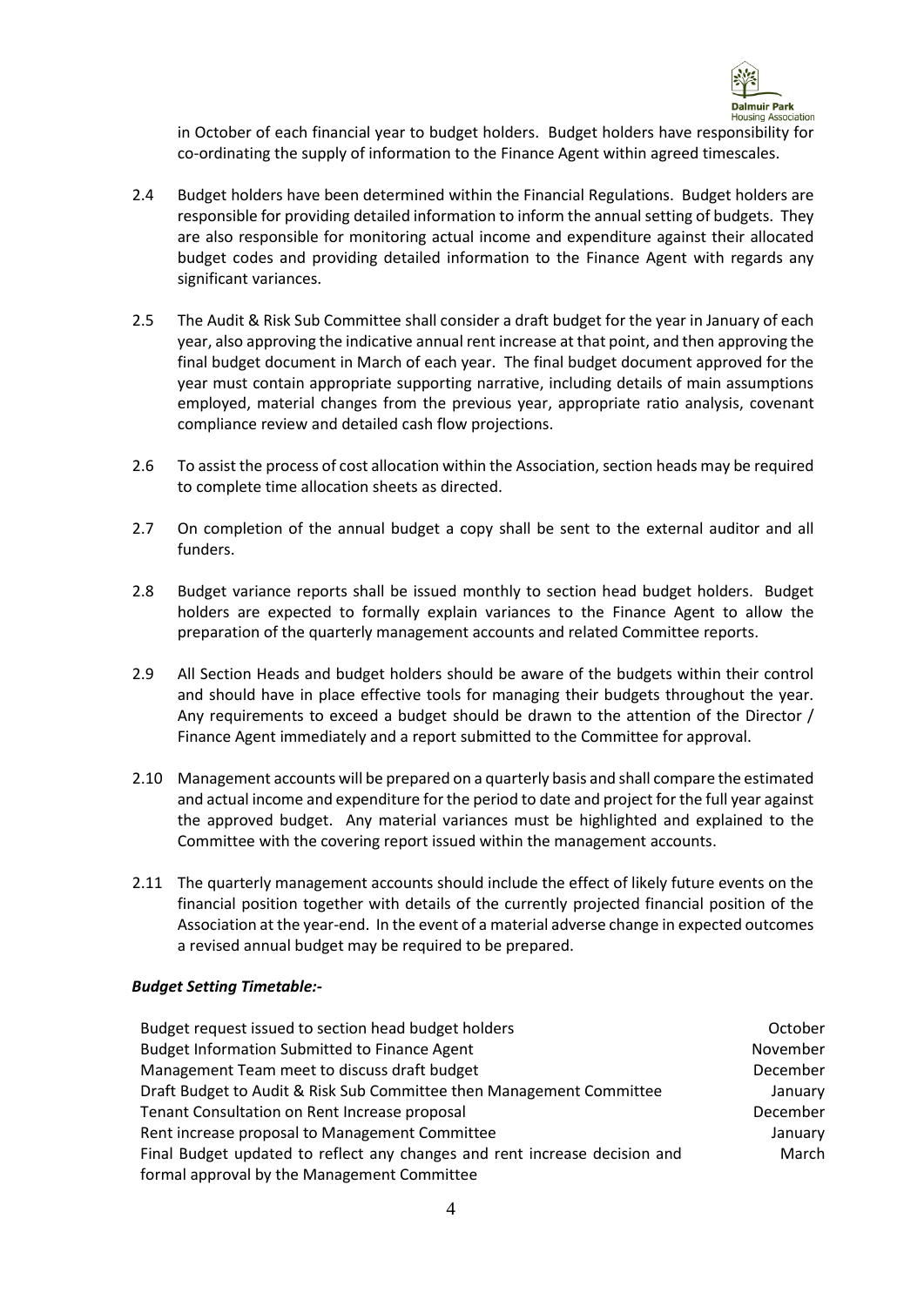in October of each financial year to budget holders. Budget holders have responsibility for co-ordinating the supply of information to the Finance Agent within agreed timescales.

2.4 Budget holders have been determined within the Financial Regulations. Budget holders are responsible for providing detailed information to inform the annual setting of budgets. They are also responsible for monitoring actual income and expenditure against their allocated budget codes and providing detailed information to the Finance Agent with regards any significant variances.

2.5 The Audit & Risk Sub Committee shall consider a draft budget for the year in January of each year, also approving the indicative annual rent increase at that point, and then approving the final budget document in March of each year. The final budget document approved for the year must contain appropriate supporting narrative, including details of main assumptions employed, material changes from the previous year, appropriate ratio analysis, covenant compliance review and detailed cash flow projections.

2.6 To assist the process of cost allocation within the Association, section heads may be required to complete time allocation sheets as directed.

2.7 On completion of the annual budget a copy shall be sent to the external auditor and all funders.

2.8 Budget variance reports shall be issued monthly to section head budget holders. Budget holders are expected to formally explain variances to the Finance Agent to allow the preparation of the quarterly management accounts and related Committee reports.

2.9 All Section Heads and budget holders should be aware of the budgets within their control and should have in place effective tools for managing their budgets throughout the year. Any requirements to exceed a budget should be drawn to the attention of the Director / Finance Agent immediately and a report submitted to the Committee for approval.

2.10 Management accounts will be prepared on a quarterly basis and shall compare the estimated and actual income and expenditure for the period to date and project for the full year against the approved budget. Any material variances must be highlighted and explained to the Committee with the covering report issued within the management accounts.

2.11 The quarterly management accounts should include the effect of likely future events on the financial position together with details of the currently projected financial position of the Association at the year-end. In the event of a material adverse change in expected outcomes a revised annual budget may be required to be prepared.

***Budget Setting Timetable:-***

| | |
|---|---|
| Budget request issued to section head budget holders | October |
| Budget Information Submitted to Finance Agent | November |
| Management Team meet to discuss draft budget | December |
| Draft Budget to Audit & Risk Sub Committee then Management Committee | January |
| Tenant Consultation on Rent Increase proposal | December |
| Rent increase proposal to Management Committee | January |
| Final Budget updated to reflect any changes and rent increase decision and formal approval by the Management Committee | March |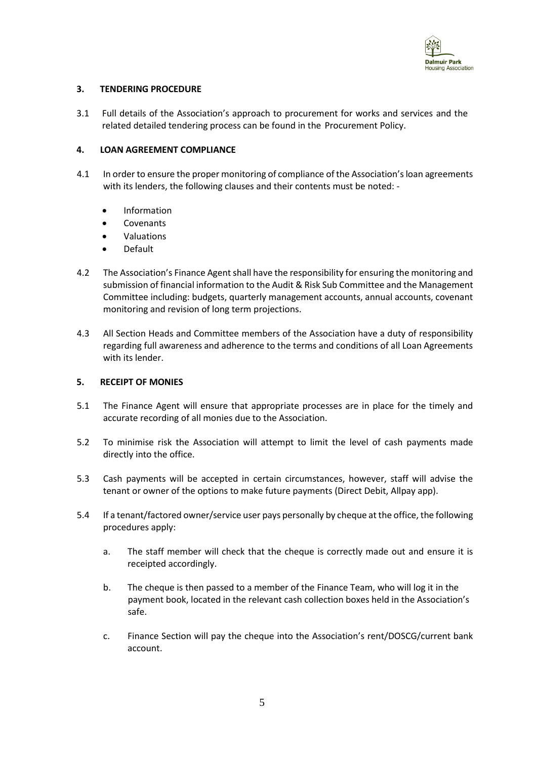## 3. TENDERING PROCEDURE

3.1 Full details of the Association's approach to procurement for works and services and the related detailed tendering process can be found in the Procurement Policy.

## 4. LOAN AGREEMENT COMPLIANCE

4.1 In order to ensure the proper monitoring of compliance of the Association's loan agreements with its lenders, the following clauses and their contents must be noted: -

- Information
- Covenants
- Valuations
- Default

4.2 The Association's Finance Agent shall have the responsibility for ensuring the monitoring and submission of financial information to the Audit & Risk Sub Committee and the Management Committee including: budgets, quarterly management accounts, annual accounts, covenant monitoring and revision of long term projections.

4.3 All Section Heads and Committee members of the Association have a duty of responsibility regarding full awareness and adherence to the terms and conditions of all Loan Agreements with its lender.

## 5. RECEIPT OF MONIES

5.1 The Finance Agent will ensure that appropriate processes are in place for the timely and accurate recording of all monies due to the Association.

5.2 To minimise risk the Association will attempt to limit the level of cash payments made directly into the office.

5.3 Cash payments will be accepted in certain circumstances, however, staff will advise the tenant or owner of the options to make future payments (Direct Debit, Allpay app).

5.4 If a tenant/factored owner/service user pays personally by cheque at the office, the following procedures apply:

a. The staff member will check that the cheque is correctly made out and ensure it is receipted accordingly.

b. The cheque is then passed to a member of the Finance Team, who will log it in the payment book, located in the relevant cash collection boxes held in the Association's safe.

c. Finance Section will pay the cheque into the Association's rent/DOSCG/current bank account.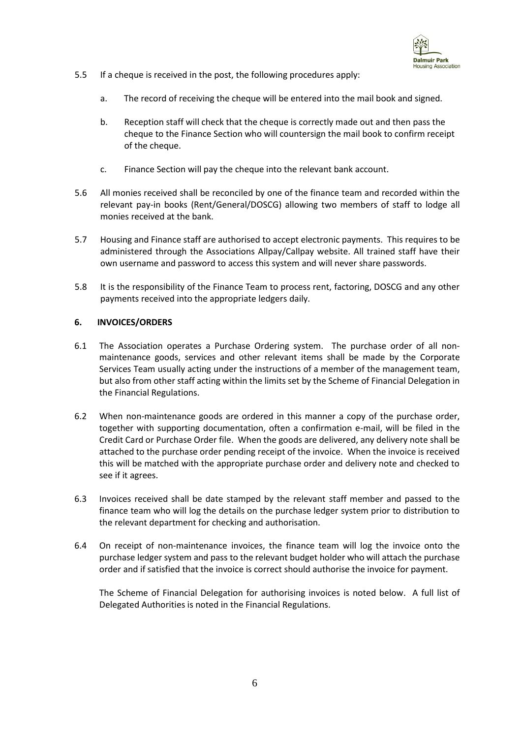5.5 If a cheque is received in the post, the following procedures apply:

a. The record of receiving the cheque will be entered into the mail book and signed.

b. Reception staff will check that the cheque is correctly made out and then pass the cheque to the Finance Section who will countersign the mail book to confirm receipt of the cheque.

c. Finance Section will pay the cheque into the relevant bank account.

5.6 All monies received shall be reconciled by one of the finance team and recorded within the relevant pay-in books (Rent/General/DOSCG) allowing two members of staff to lodge all monies received at the bank.

5.7 Housing and Finance staff are authorised to accept electronic payments. This requires to be administered through the Associations Allpay/Callpay website. All trained staff have their own username and password to access this system and will never share passwords.

5.8 It is the responsibility of the Finance Team to process rent, factoring, DOSCG and any other payments received into the appropriate ledgers daily.

## 6. INVOICES/ORDERS

6.1 The Association operates a Purchase Ordering system. The purchase order of all non-maintenance goods, services and other relevant items shall be made by the Corporate Services Team usually acting under the instructions of a member of the management team, but also from other staff acting within the limits set by the Scheme of Financial Delegation in the Financial Regulations.

6.2 When non-maintenance goods are ordered in this manner a copy of the purchase order, together with supporting documentation, often a confirmation e-mail, will be filed in the Credit Card or Purchase Order file. When the goods are delivered, any delivery note shall be attached to the purchase order pending receipt of the invoice. When the invoice is received this will be matched with the appropriate purchase order and delivery note and checked to see if it agrees.

6.3 Invoices received shall be date stamped by the relevant staff member and passed to the finance team who will log the details on the purchase ledger system prior to distribution to the relevant department for checking and authorisation.

6.4 On receipt of non-maintenance invoices, the finance team will log the invoice onto the purchase ledger system and pass to the relevant budget holder who will attach the purchase order and if satisfied that the invoice is correct should authorise the invoice for payment.

The Scheme of Financial Delegation for authorising invoices is noted below. A full list of Delegated Authorities is noted in the Financial Regulations.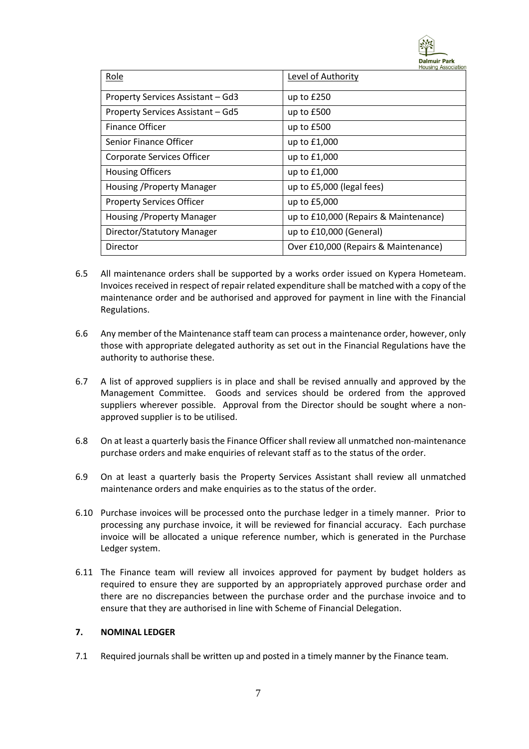| Role | Level of Authority |
| --- | --- |
| Property Services Assistant – Gd3 | up to £250 |
| Property Services Assistant – Gd5 | up to £500 |
| Finance Officer | up to £500 |
| Senior Finance Officer | up to £1,000 |
| Corporate Services Officer | up to £1,000 |
| Housing Officers | up to £1,000 |
| Housing /Property Manager | up to £5,000 (legal fees) |
| Property Services Officer | up to £5,000 |
| Housing /Property Manager | up to £10,000 (Repairs & Maintenance) |
| Director/Statutory Manager | up to £10,000 (General) |
| Director | Over £10,000 (Repairs & Maintenance) |

6.5 All maintenance orders shall be supported by a works order issued on Kypera Hometeam. Invoices received in respect of repair related expenditure shall be matched with a copy of the maintenance order and be authorised and approved for payment in line with the Financial Regulations.

6.6 Any member of the Maintenance staff team can process a maintenance order, however, only those with appropriate delegated authority as set out in the Financial Regulations have the authority to authorise these.

6.7 A list of approved suppliers is in place and shall be revised annually and approved by the Management Committee. Goods and services should be ordered from the approved suppliers wherever possible. Approval from the Director should be sought where a non-approved supplier is to be utilised.

6.8 On at least a quarterly basis the Finance Officer shall review all unmatched non-maintenance purchase orders and make enquiries of relevant staff as to the status of the order.

6.9 On at least a quarterly basis the Property Services Assistant shall review all unmatched maintenance orders and make enquiries as to the status of the order.

6.10 Purchase invoices will be processed onto the purchase ledger in a timely manner. Prior to processing any purchase invoice, it will be reviewed for financial accuracy. Each purchase invoice will be allocated a unique reference number, which is generated in the Purchase Ledger system.

6.11 The Finance team will review all invoices approved for payment by budget holders as required to ensure they are supported by an appropriately approved purchase order and there are no discrepancies between the purchase order and the purchase invoice and to ensure that they are authorised in line with Scheme of Financial Delegation.

## 7. NOMINAL LEDGER

7.1 Required journals shall be written up and posted in a timely manner by the Finance team.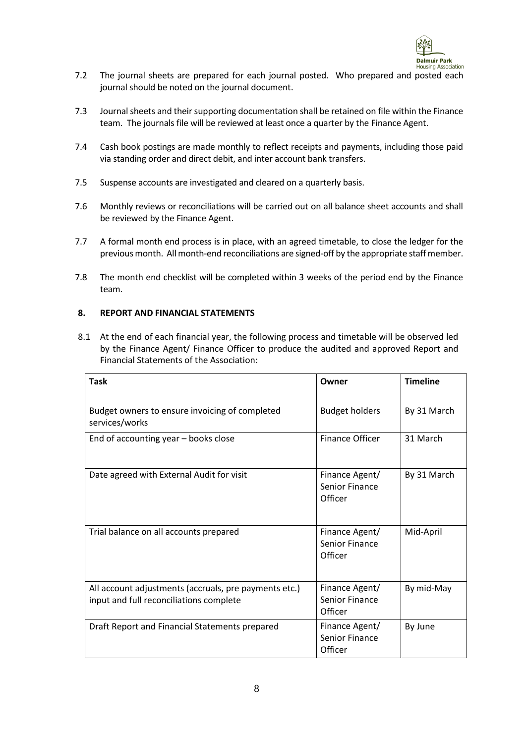7.2 The journal sheets are prepared for each journal posted. Who prepared and posted each journal should be noted on the journal document.

7.3 Journal sheets and their supporting documentation shall be retained on file within the Finance team. The journals file will be reviewed at least once a quarter by the Finance Agent.

7.4 Cash book postings are made monthly to reflect receipts and payments, including those paid via standing order and direct debit, and inter account bank transfers.

7.5 Suspense accounts are investigated and cleared on a quarterly basis.

7.6 Monthly reviews or reconciliations will be carried out on all balance sheet accounts and shall be reviewed by the Finance Agent.

7.7 A formal month end process is in place, with an agreed timetable, to close the ledger for the previous month. All month-end reconciliations are signed-off by the appropriate staff member.

7.8 The month end checklist will be completed within 3 weeks of the period end by the Finance team.

## 8. REPORT AND FINANCIAL STATEMENTS

8.1 At the end of each financial year, the following process and timetable will be observed led by the Finance Agent/ Finance Officer to produce the audited and approved Report and Financial Statements of the Association:

| Task | Owner | Timeline |
|---|---|---|
| Budget owners to ensure invoicing of completed services/works | Budget holders | By 31 March |
| End of accounting year – books close | Finance Officer | 31 March |
| Date agreed with External Audit for visit | Finance Agent/ Senior Finance Officer | By 31 March |
| Trial balance on all accounts prepared | Finance Agent/ Senior Finance Officer | Mid-April |
| All account adjustments (accruals, pre payments etc.) input and full reconciliations complete | Finance Agent/ Senior Finance Officer | By mid-May |
| Draft Report and Financial Statements prepared | Finance Agent/ Senior Finance Officer | By June |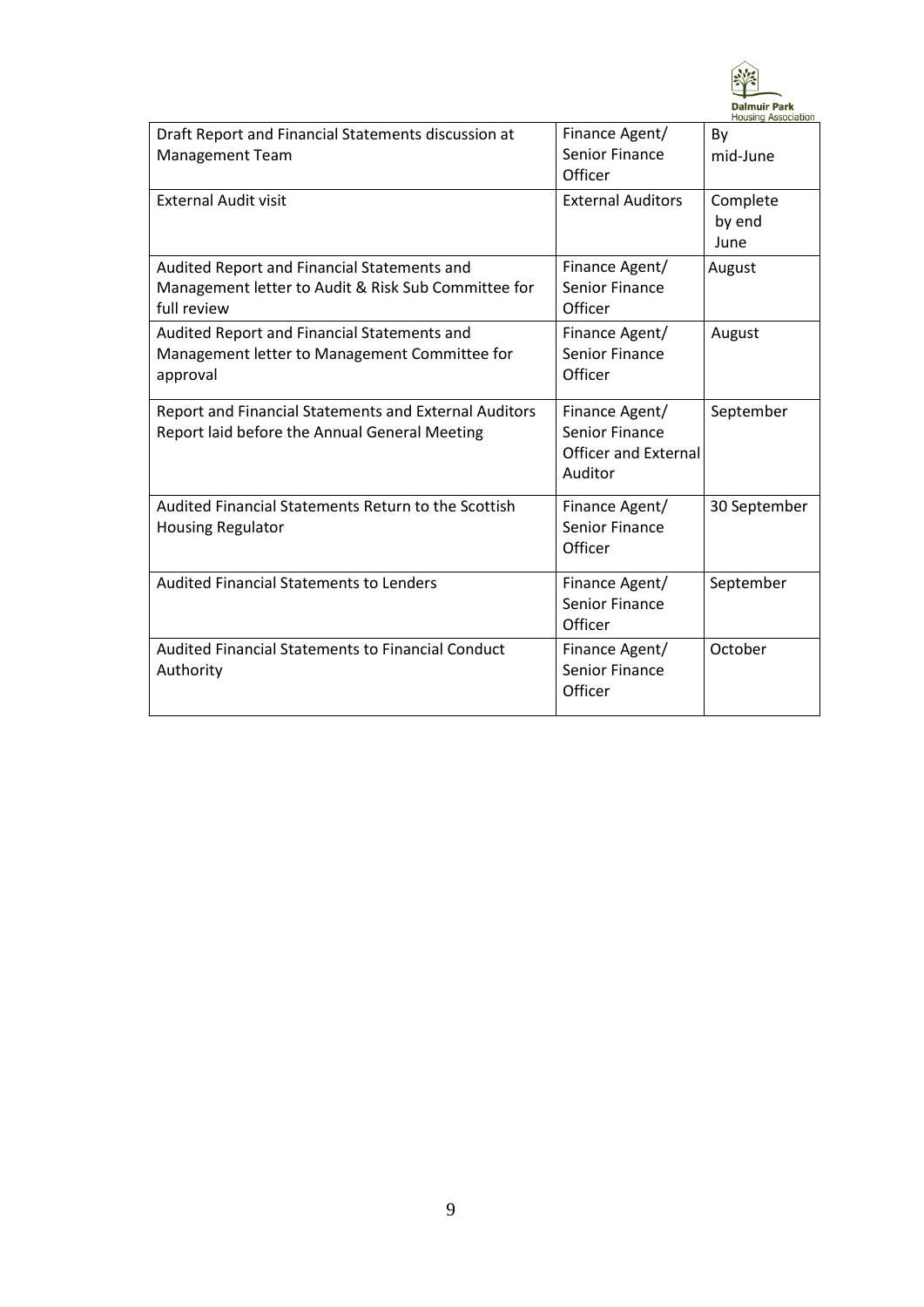| | | |
|---|---|---|
| Draft Report and Financial Statements discussion at Management Team | Finance Agent/ Senior Finance Officer | By mid-June |
| External Audit visit | External Auditors | Complete by end June |
| Audited Report and Financial Statements and Management letter to Audit & Risk Sub Committee for full review | Finance Agent/ Senior Finance Officer | August |
| Audited Report and Financial Statements and Management letter to Management Committee for approval | Finance Agent/ Senior Finance Officer | August |
| Report and Financial Statements and External Auditors Report laid before the Annual General Meeting | Finance Agent/ Senior Finance Officer and External Auditor | September |
| Audited Financial Statements Return to the Scottish Housing Regulator | Finance Agent/ Senior Finance Officer | 30 September |
| Audited Financial Statements to Lenders | Finance Agent/ Senior Finance Officer | September |
| Audited Financial Statements to Financial Conduct Authority | Finance Agent/ Senior Finance Officer | October |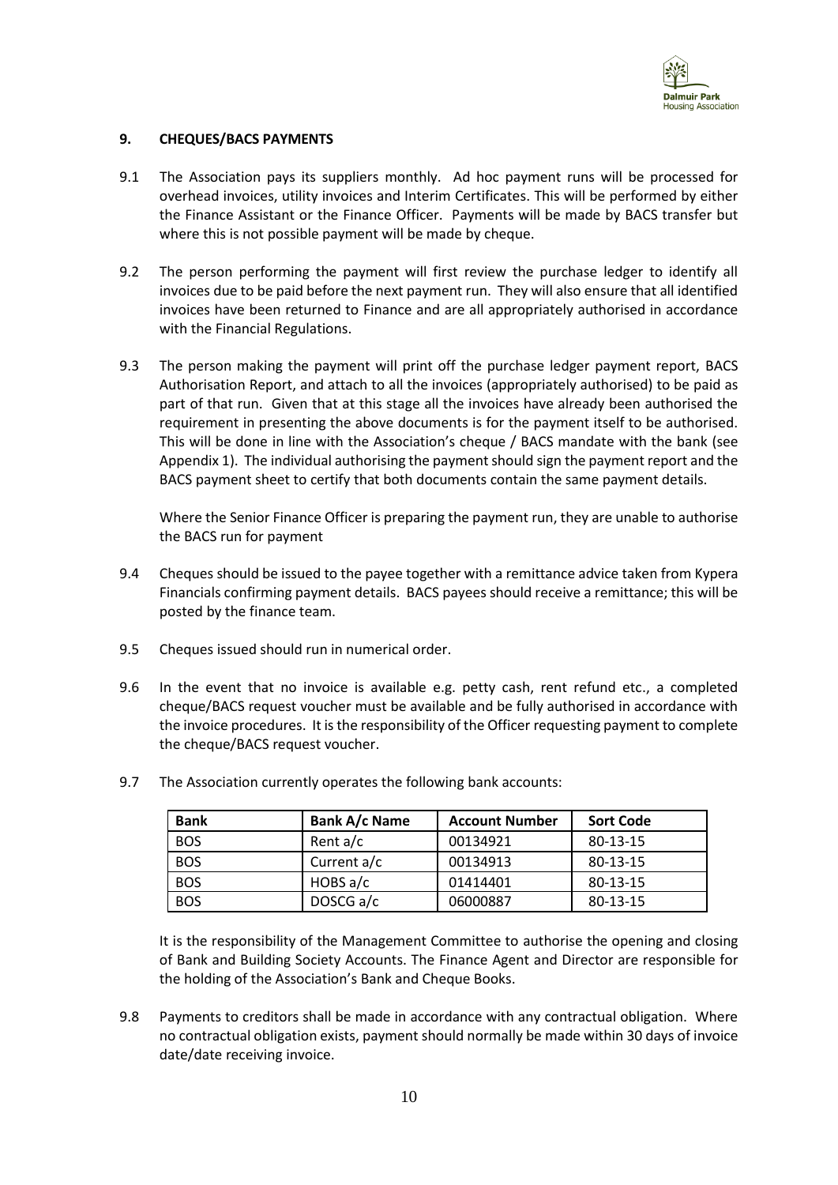## 9. CHEQUES/BACS PAYMENTS

9.1 The Association pays its suppliers monthly. Ad hoc payment runs will be processed for overhead invoices, utility invoices and Interim Certificates. This will be performed by either the Finance Assistant or the Finance Officer. Payments will be made by BACS transfer but where this is not possible payment will be made by cheque.

9.2 The person performing the payment will first review the purchase ledger to identify all invoices due to be paid before the next payment run. They will also ensure that all identified invoices have been returned to Finance and are all appropriately authorised in accordance with the Financial Regulations.

9.3 The person making the payment will print off the purchase ledger payment report, BACS Authorisation Report, and attach to all the invoices (appropriately authorised) to be paid as part of that run. Given that at this stage all the invoices have already been authorised the requirement in presenting the above documents is for the payment itself to be authorised. This will be done in line with the Association's cheque / BACS mandate with the bank (see Appendix 1). The individual authorising the payment should sign the payment report and the BACS payment sheet to certify that both documents contain the same payment details.

Where the Senior Finance Officer is preparing the payment run, they are unable to authorise the BACS run for payment

9.4 Cheques should be issued to the payee together with a remittance advice taken from Kypera Financials confirming payment details. BACS payees should receive a remittance; this will be posted by the finance team.

9.5 Cheques issued should run in numerical order.

9.6 In the event that no invoice is available e.g. petty cash, rent refund etc., a completed cheque/BACS request voucher must be available and be fully authorised in accordance with the invoice procedures. It is the responsibility of the Officer requesting payment to complete the cheque/BACS request voucher.

9.7 The Association currently operates the following bank accounts:

| Bank | Bank A/c Name | Account Number | Sort Code |
|---|---|---|---|
| BOS | Rent a/c | 00134921 | 80-13-15 |
| BOS | Current a/c | 00134913 | 80-13-15 |
| BOS | HOBS a/c | 01414401 | 80-13-15 |
| BOS | DOSCG a/c | 06000887 | 80-13-15 |

It is the responsibility of the Management Committee to authorise the opening and closing of Bank and Building Society Accounts. The Finance Agent and Director are responsible for the holding of the Association's Bank and Cheque Books.

9.8 Payments to creditors shall be made in accordance with any contractual obligation. Where no contractual obligation exists, payment should normally be made within 30 days of invoice date/date receiving invoice.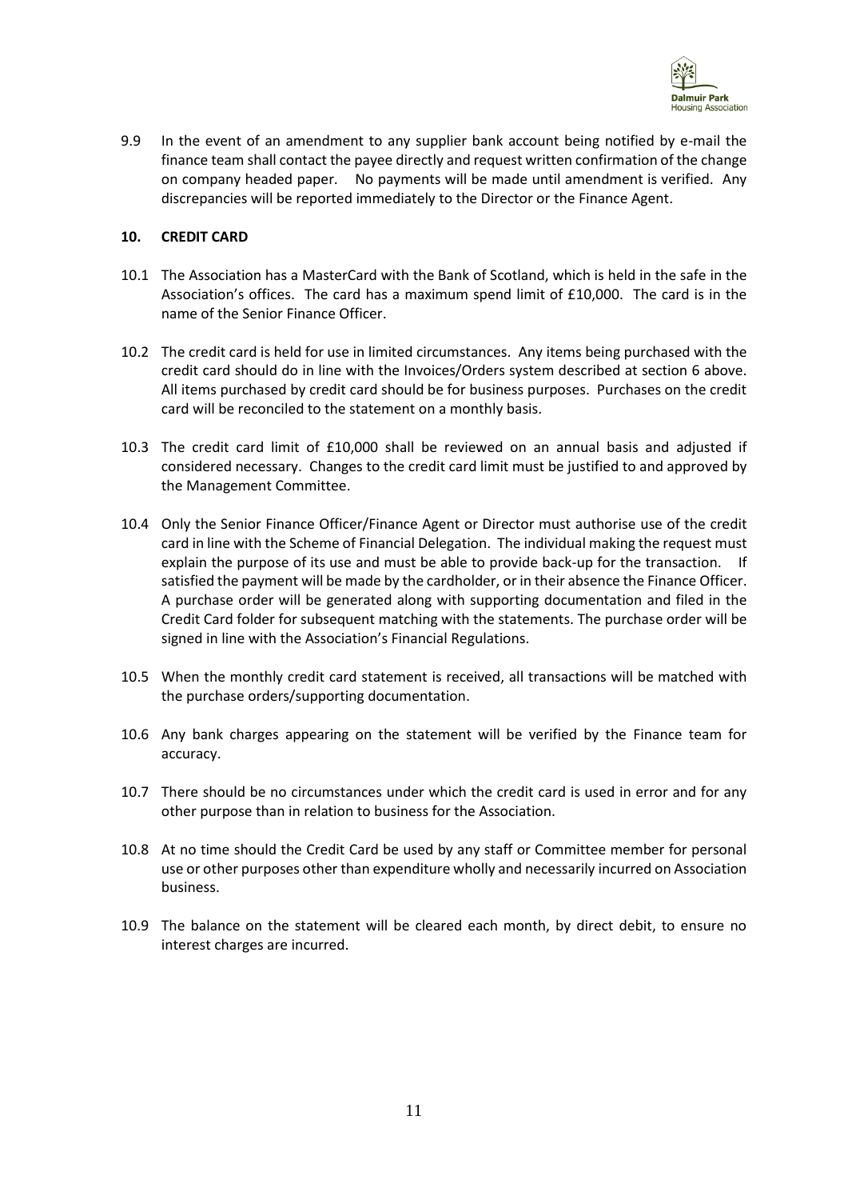9.9 In the event of an amendment to any supplier bank account being notified by e-mail the finance team shall contact the payee directly and request written confirmation of the change on company headed paper. No payments will be made until amendment is verified. Any discrepancies will be reported immediately to the Director or the Finance Agent.

## 10. CREDIT CARD

10.1 The Association has a MasterCard with the Bank of Scotland, which is held in the safe in the Association's offices. The card has a maximum spend limit of £10,000. The card is in the name of the Senior Finance Officer.

10.2 The credit card is held for use in limited circumstances. Any items being purchased with the credit card should do in line with the Invoices/Orders system described at section 6 above. All items purchased by credit card should be for business purposes. Purchases on the credit card will be reconciled to the statement on a monthly basis.

10.3 The credit card limit of £10,000 shall be reviewed on an annual basis and adjusted if considered necessary. Changes to the credit card limit must be justified to and approved by the Management Committee.

10.4 Only the Senior Finance Officer/Finance Agent or Director must authorise use of the credit card in line with the Scheme of Financial Delegation. The individual making the request must explain the purpose of its use and must be able to provide back-up for the transaction. If satisfied the payment will be made by the cardholder, or in their absence the Finance Officer. A purchase order will be generated along with supporting documentation and filed in the Credit Card folder for subsequent matching with the statements. The purchase order will be signed in line with the Association's Financial Regulations.

10.5 When the monthly credit card statement is received, all transactions will be matched with the purchase orders/supporting documentation.

10.6 Any bank charges appearing on the statement will be verified by the Finance team for accuracy.

10.7 There should be no circumstances under which the credit card is used in error and for any other purpose than in relation to business for the Association.

10.8 At no time should the Credit Card be used by any staff or Committee member for personal use or other purposes other than expenditure wholly and necessarily incurred on Association business.

10.9 The balance on the statement will be cleared each month, by direct debit, to ensure no interest charges are incurred.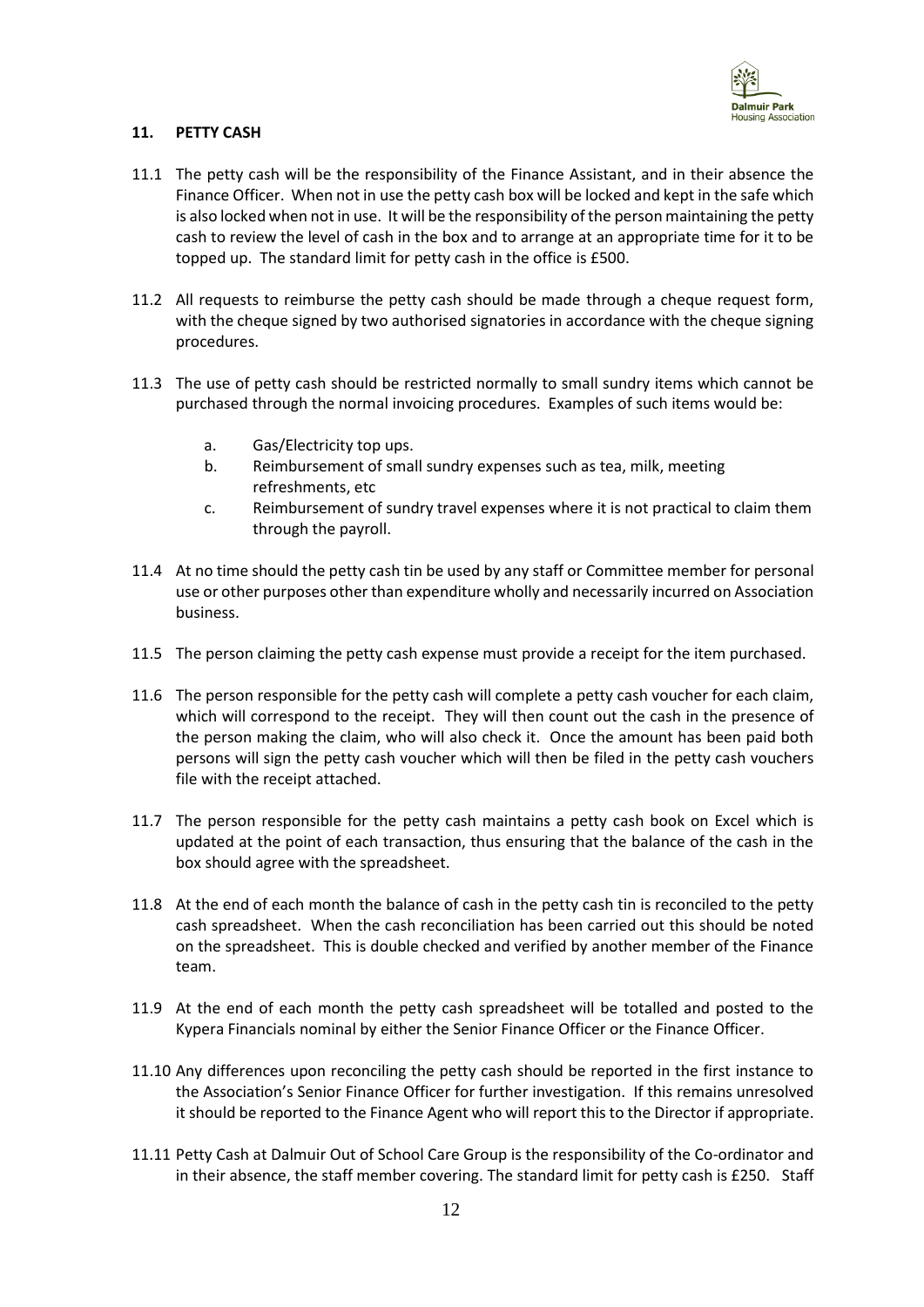## 11. PETTY CASH

11.1 The petty cash will be the responsibility of the Finance Assistant, and in their absence the Finance Officer. When not in use the petty cash box will be locked and kept in the safe which is also locked when not in use. It will be the responsibility of the person maintaining the petty cash to review the level of cash in the box and to arrange at an appropriate time for it to be topped up. The standard limit for petty cash in the office is £500.

11.2 All requests to reimburse the petty cash should be made through a cheque request form, with the cheque signed by two authorised signatories in accordance with the cheque signing procedures.

11.3 The use of petty cash should be restricted normally to small sundry items which cannot be purchased through the normal invoicing procedures. Examples of such items would be:

a. Gas/Electricity top ups.
b. Reimbursement of small sundry expenses such as tea, milk, meeting refreshments, etc
c. Reimbursement of sundry travel expenses where it is not practical to claim them through the payroll.

11.4 At no time should the petty cash tin be used by any staff or Committee member for personal use or other purposes other than expenditure wholly and necessarily incurred on Association business.

11.5 The person claiming the petty cash expense must provide a receipt for the item purchased.

11.6 The person responsible for the petty cash will complete a petty cash voucher for each claim, which will correspond to the receipt. They will then count out the cash in the presence of the person making the claim, who will also check it. Once the amount has been paid both persons will sign the petty cash voucher which will then be filed in the petty cash vouchers file with the receipt attached.

11.7 The person responsible for the petty cash maintains a petty cash book on Excel which is updated at the point of each transaction, thus ensuring that the balance of the cash in the box should agree with the spreadsheet.

11.8 At the end of each month the balance of cash in the petty cash tin is reconciled to the petty cash spreadsheet. When the cash reconciliation has been carried out this should be noted on the spreadsheet. This is double checked and verified by another member of the Finance team.

11.9 At the end of each month the petty cash spreadsheet will be totalled and posted to the Kypera Financials nominal by either the Senior Finance Officer or the Finance Officer.

11.10 Any differences upon reconciling the petty cash should be reported in the first instance to the Association's Senior Finance Officer for further investigation. If this remains unresolved it should be reported to the Finance Agent who will report this to the Director if appropriate.

11.11 Petty Cash at Dalmuir Out of School Care Group is the responsibility of the Co-ordinator and in their absence, the staff member covering. The standard limit for petty cash is £250. Staff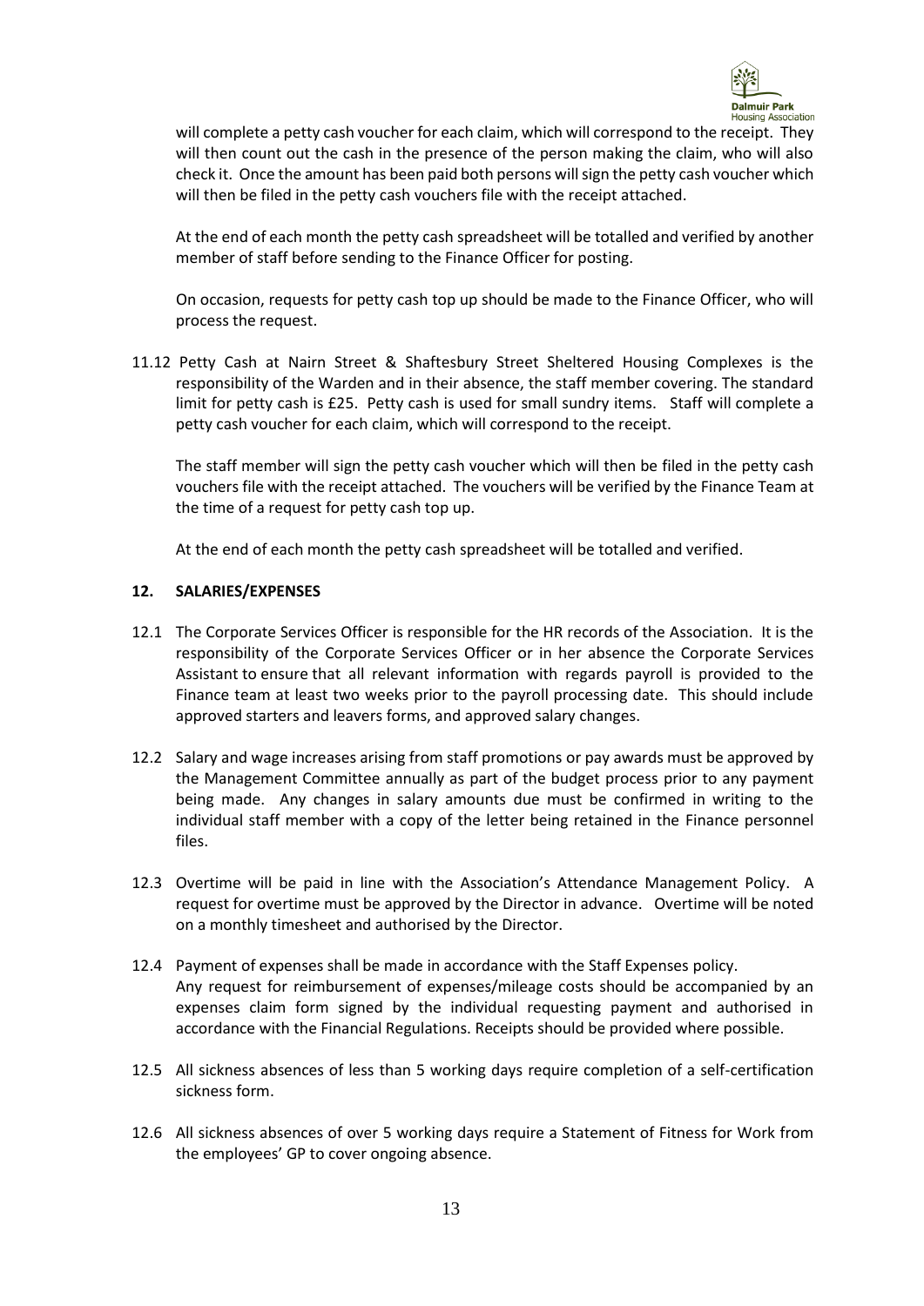will complete a petty cash voucher for each claim, which will correspond to the receipt. They will then count out the cash in the presence of the person making the claim, who will also check it. Once the amount has been paid both persons will sign the petty cash voucher which will then be filed in the petty cash vouchers file with the receipt attached.

At the end of each month the petty cash spreadsheet will be totalled and verified by another member of staff before sending to the Finance Officer for posting.

On occasion, requests for petty cash top up should be made to the Finance Officer, who will process the request.

11.12 Petty Cash at Nairn Street & Shaftesbury Street Sheltered Housing Complexes is the responsibility of the Warden and in their absence, the staff member covering. The standard limit for petty cash is £25. Petty cash is used for small sundry items. Staff will complete a petty cash voucher for each claim, which will correspond to the receipt.

The staff member will sign the petty cash voucher which will then be filed in the petty cash vouchers file with the receipt attached. The vouchers will be verified by the Finance Team at the time of a request for petty cash top up.

At the end of each month the petty cash spreadsheet will be totalled and verified.

## 12. SALARIES/EXPENSES

12.1 The Corporate Services Officer is responsible for the HR records of the Association. It is the responsibility of the Corporate Services Officer or in her absence the Corporate Services Assistant to ensure that all relevant information with regards payroll is provided to the Finance team at least two weeks prior to the payroll processing date. This should include approved starters and leavers forms, and approved salary changes.

12.2 Salary and wage increases arising from staff promotions or pay awards must be approved by the Management Committee annually as part of the budget process prior to any payment being made. Any changes in salary amounts due must be confirmed in writing to the individual staff member with a copy of the letter being retained in the Finance personnel files.

12.3 Overtime will be paid in line with the Association's Attendance Management Policy. A request for overtime must be approved by the Director in advance. Overtime will be noted on a monthly timesheet and authorised by the Director.

12.4 Payment of expenses shall be made in accordance with the Staff Expenses policy. Any request for reimbursement of expenses/mileage costs should be accompanied by an expenses claim form signed by the individual requesting payment and authorised in accordance with the Financial Regulations. Receipts should be provided where possible.

12.5 All sickness absences of less than 5 working days require completion of a self-certification sickness form.

12.6 All sickness absences of over 5 working days require a Statement of Fitness for Work from the employees' GP to cover ongoing absence.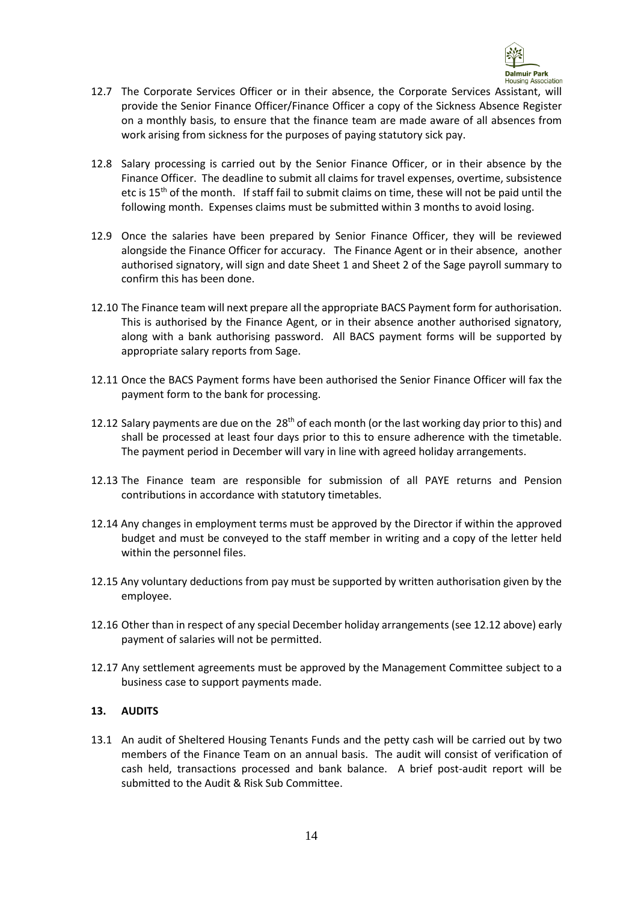12.7 The Corporate Services Officer or in their absence, the Corporate Services Assistant, will provide the Senior Finance Officer/Finance Officer a copy of the Sickness Absence Register on a monthly basis, to ensure that the finance team are made aware of all absences from work arising from sickness for the purposes of paying statutory sick pay.

12.8 Salary processing is carried out by the Senior Finance Officer, or in their absence by the Finance Officer. The deadline to submit all claims for travel expenses, overtime, subsistence etc is 15th of the month. If staff fail to submit claims on time, these will not be paid until the following month. Expenses claims must be submitted within 3 months to avoid losing.

12.9 Once the salaries have been prepared by Senior Finance Officer, they will be reviewed alongside the Finance Officer for accuracy. The Finance Agent or in their absence, another authorised signatory, will sign and date Sheet 1 and Sheet 2 of the Sage payroll summary to confirm this has been done.

12.10 The Finance team will next prepare all the appropriate BACS Payment form for authorisation. This is authorised by the Finance Agent, or in their absence another authorised signatory, along with a bank authorising password. All BACS payment forms will be supported by appropriate salary reports from Sage.

12.11 Once the BACS Payment forms have been authorised the Senior Finance Officer will fax the payment form to the bank for processing.

12.12 Salary payments are due on the 28th of each month (or the last working day prior to this) and shall be processed at least four days prior to this to ensure adherence with the timetable. The payment period in December will vary in line with agreed holiday arrangements.

12.13 The Finance team are responsible for submission of all PAYE returns and Pension contributions in accordance with statutory timetables.

12.14 Any changes in employment terms must be approved by the Director if within the approved budget and must be conveyed to the staff member in writing and a copy of the letter held within the personnel files.

12.15 Any voluntary deductions from pay must be supported by written authorisation given by the employee.

12.16 Other than in respect of any special December holiday arrangements (see 12.12 above) early payment of salaries will not be permitted.

12.17 Any settlement agreements must be approved by the Management Committee subject to a business case to support payments made.

## 13. AUDITS

13.1 An audit of Sheltered Housing Tenants Funds and the petty cash will be carried out by two members of the Finance Team on an annual basis. The audit will consist of verification of cash held, transactions processed and bank balance. A brief post-audit report will be submitted to the Audit & Risk Sub Committee.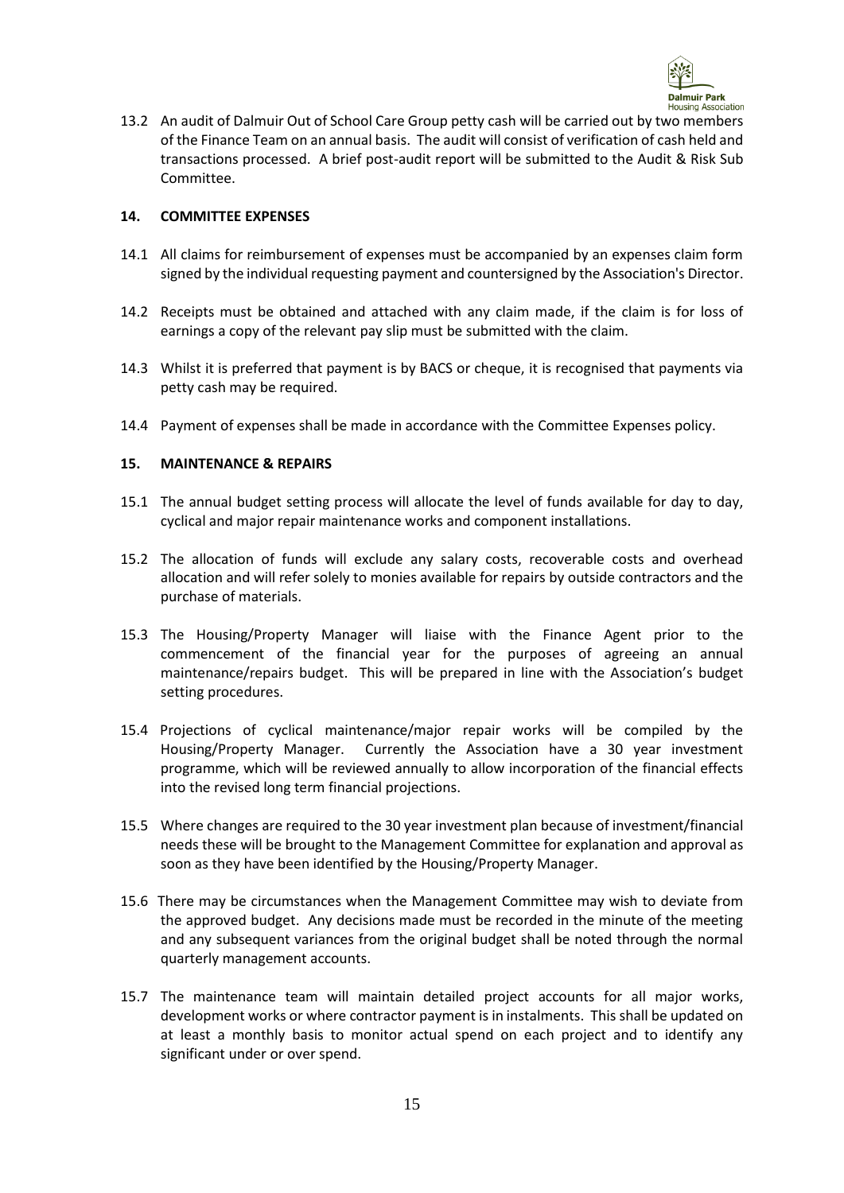13.2 An audit of Dalmuir Out of School Care Group petty cash will be carried out by two members of the Finance Team on an annual basis. The audit will consist of verification of cash held and transactions processed. A brief post-audit report will be submitted to the Audit & Risk Sub Committee.

## 14. COMMITTEE EXPENSES

14.1 All claims for reimbursement of expenses must be accompanied by an expenses claim form signed by the individual requesting payment and countersigned by the Association's Director.

14.2 Receipts must be obtained and attached with any claim made, if the claim is for loss of earnings a copy of the relevant pay slip must be submitted with the claim.

14.3 Whilst it is preferred that payment is by BACS or cheque, it is recognised that payments via petty cash may be required.

14.4 Payment of expenses shall be made in accordance with the Committee Expenses policy.

## 15. MAINTENANCE & REPAIRS

15.1 The annual budget setting process will allocate the level of funds available for day to day, cyclical and major repair maintenance works and component installations.

15.2 The allocation of funds will exclude any salary costs, recoverable costs and overhead allocation and will refer solely to monies available for repairs by outside contractors and the purchase of materials.

15.3 The Housing/Property Manager will liaise with the Finance Agent prior to the commencement of the financial year for the purposes of agreeing an annual maintenance/repairs budget. This will be prepared in line with the Association's budget setting procedures.

15.4 Projections of cyclical maintenance/major repair works will be compiled by the Housing/Property Manager. Currently the Association have a 30 year investment programme, which will be reviewed annually to allow incorporation of the financial effects into the revised long term financial projections.

15.5 Where changes are required to the 30 year investment plan because of investment/financial needs these will be brought to the Management Committee for explanation and approval as soon as they have been identified by the Housing/Property Manager.

15.6 There may be circumstances when the Management Committee may wish to deviate from the approved budget. Any decisions made must be recorded in the minute of the meeting and any subsequent variances from the original budget shall be noted through the normal quarterly management accounts.

15.7 The maintenance team will maintain detailed project accounts for all major works, development works or where contractor payment is in instalments. This shall be updated on at least a monthly basis to monitor actual spend on each project and to identify any significant under or over spend.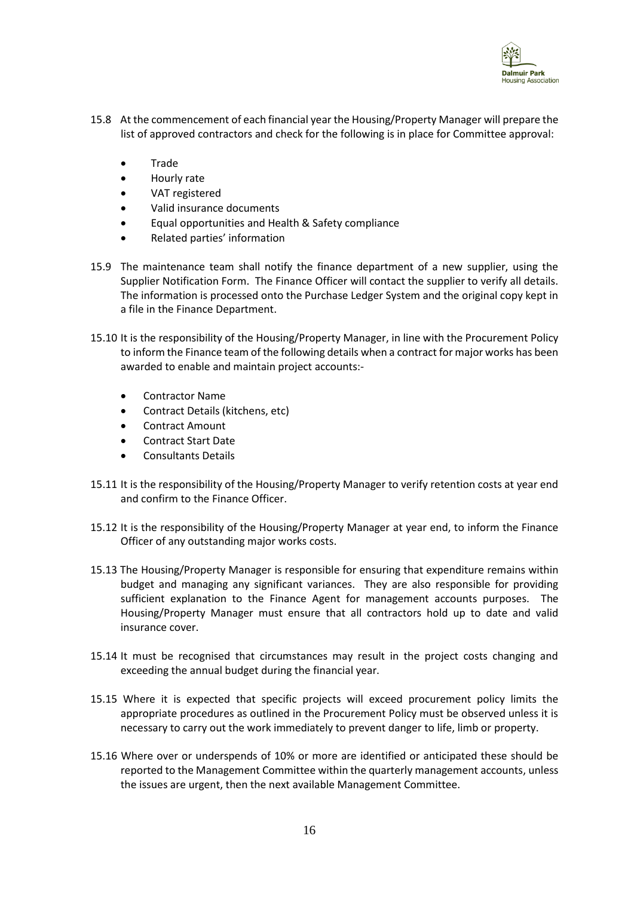15.8 At the commencement of each financial year the Housing/Property Manager will prepare the list of approved contractors and check for the following is in place for Committee approval:

- Trade
- Hourly rate
- VAT registered
- Valid insurance documents
- Equal opportunities and Health & Safety compliance
- Related parties' information

15.9 The maintenance team shall notify the finance department of a new supplier, using the Supplier Notification Form. The Finance Officer will contact the supplier to verify all details. The information is processed onto the Purchase Ledger System and the original copy kept in a file in the Finance Department.

15.10 It is the responsibility of the Housing/Property Manager, in line with the Procurement Policy to inform the Finance team of the following details when a contract for major works has been awarded to enable and maintain project accounts:-

- Contractor Name
- Contract Details (kitchens, etc)
- Contract Amount
- Contract Start Date
- Consultants Details

15.11 It is the responsibility of the Housing/Property Manager to verify retention costs at year end and confirm to the Finance Officer.

15.12 It is the responsibility of the Housing/Property Manager at year end, to inform the Finance Officer of any outstanding major works costs.

15.13 The Housing/Property Manager is responsible for ensuring that expenditure remains within budget and managing any significant variances. They are also responsible for providing sufficient explanation to the Finance Agent for management accounts purposes. The Housing/Property Manager must ensure that all contractors hold up to date and valid insurance cover.

15.14 It must be recognised that circumstances may result in the project costs changing and exceeding the annual budget during the financial year.

15.15 Where it is expected that specific projects will exceed procurement policy limits the appropriate procedures as outlined in the Procurement Policy must be observed unless it is necessary to carry out the work immediately to prevent danger to life, limb or property.

15.16 Where over or underspends of 10% or more are identified or anticipated these should be reported to the Management Committee within the quarterly management accounts, unless the issues are urgent, then the next available Management Committee.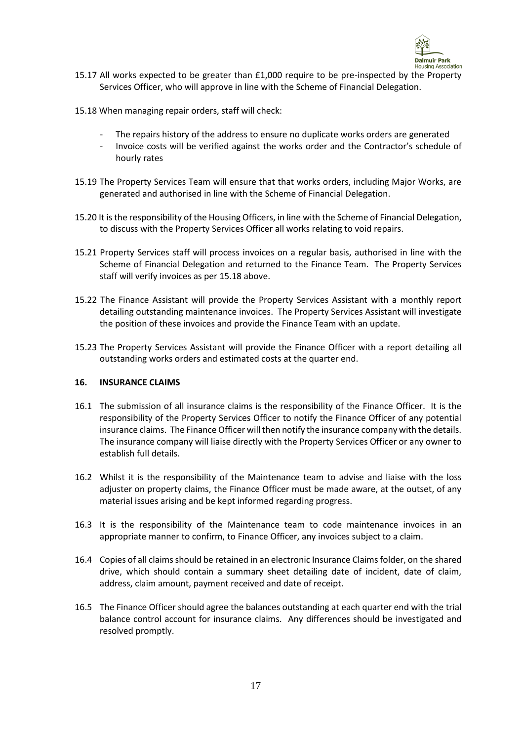15.17 All works expected to be greater than £1,000 require to be pre-inspected by the Property Services Officer, who will approve in line with the Scheme of Financial Delegation.

15.18 When managing repair orders, staff will check:

- The repairs history of the address to ensure no duplicate works orders are generated
- Invoice costs will be verified against the works order and the Contractor's schedule of hourly rates

15.19 The Property Services Team will ensure that that works orders, including Major Works, are generated and authorised in line with the Scheme of Financial Delegation.

15.20 It is the responsibility of the Housing Officers, in line with the Scheme of Financial Delegation, to discuss with the Property Services Officer all works relating to void repairs.

15.21 Property Services staff will process invoices on a regular basis, authorised in line with the Scheme of Financial Delegation and returned to the Finance Team. The Property Services staff will verify invoices as per 15.18 above.

15.22 The Finance Assistant will provide the Property Services Assistant with a monthly report detailing outstanding maintenance invoices. The Property Services Assistant will investigate the position of these invoices and provide the Finance Team with an update.

15.23 The Property Services Assistant will provide the Finance Officer with a report detailing all outstanding works orders and estimated costs at the quarter end.

## 16. INSURANCE CLAIMS

16.1 The submission of all insurance claims is the responsibility of the Finance Officer. It is the responsibility of the Property Services Officer to notify the Finance Officer of any potential insurance claims. The Finance Officer will then notify the insurance company with the details. The insurance company will liaise directly with the Property Services Officer or any owner to establish full details.

16.2 Whilst it is the responsibility of the Maintenance team to advise and liaise with the loss adjuster on property claims, the Finance Officer must be made aware, at the outset, of any material issues arising and be kept informed regarding progress.

16.3 It is the responsibility of the Maintenance team to code maintenance invoices in an appropriate manner to confirm, to Finance Officer, any invoices subject to a claim.

16.4 Copies of all claims should be retained in an electronic Insurance Claims folder, on the shared drive, which should contain a summary sheet detailing date of incident, date of claim, address, claim amount, payment received and date of receipt.

16.5 The Finance Officer should agree the balances outstanding at each quarter end with the trial balance control account for insurance claims. Any differences should be investigated and resolved promptly.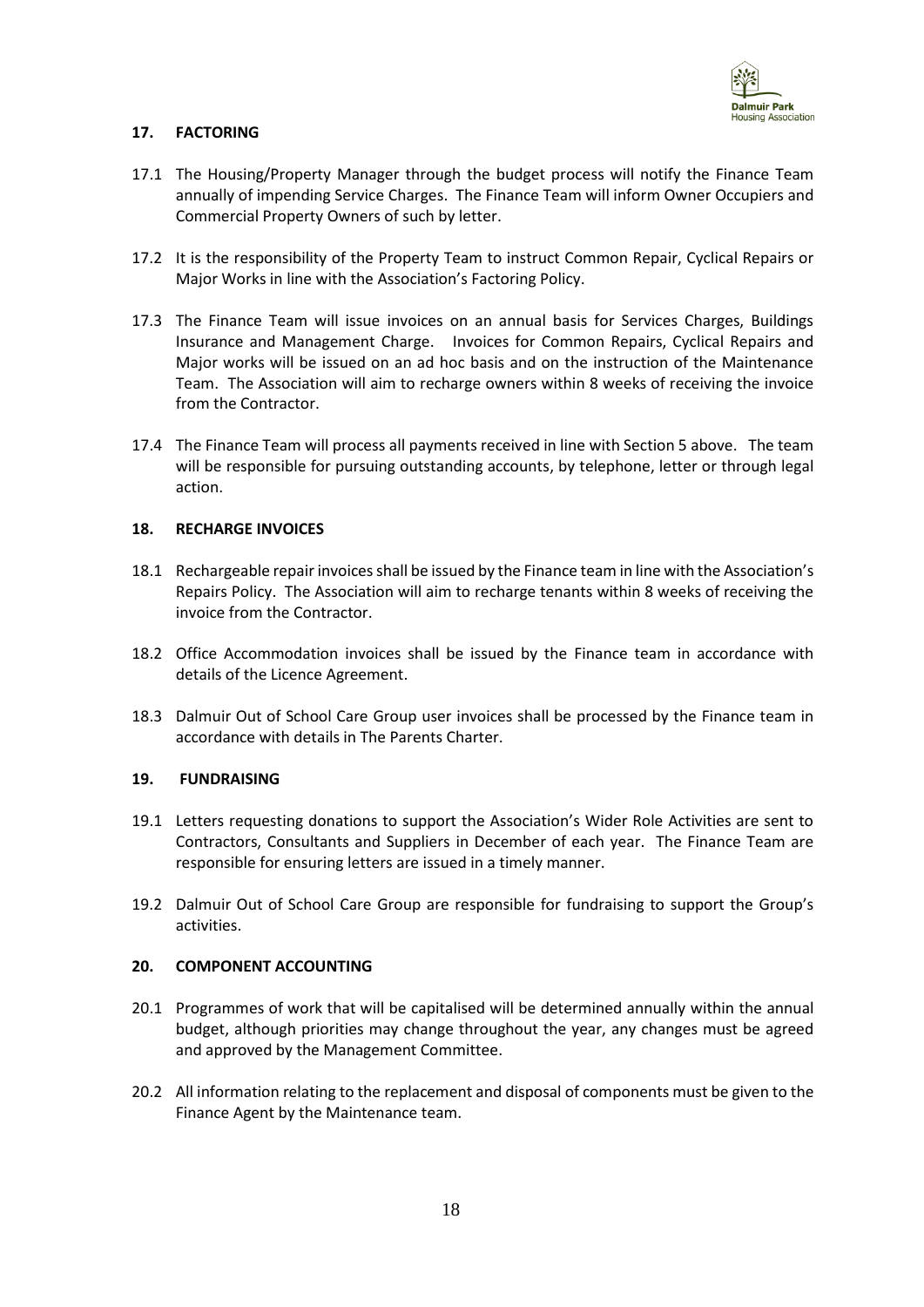## 17. FACTORING

17.1 The Housing/Property Manager through the budget process will notify the Finance Team annually of impending Service Charges. The Finance Team will inform Owner Occupiers and Commercial Property Owners of such by letter.

17.2 It is the responsibility of the Property Team to instruct Common Repair, Cyclical Repairs or Major Works in line with the Association's Factoring Policy.

17.3 The Finance Team will issue invoices on an annual basis for Services Charges, Buildings Insurance and Management Charge. Invoices for Common Repairs, Cyclical Repairs and Major works will be issued on an ad hoc basis and on the instruction of the Maintenance Team. The Association will aim to recharge owners within 8 weeks of receiving the invoice from the Contractor.

17.4 The Finance Team will process all payments received in line with Section 5 above. The team will be responsible for pursuing outstanding accounts, by telephone, letter or through legal action.

## 18. RECHARGE INVOICES

18.1 Rechargeable repair invoices shall be issued by the Finance team in line with the Association's Repairs Policy. The Association will aim to recharge tenants within 8 weeks of receiving the invoice from the Contractor.

18.2 Office Accommodation invoices shall be issued by the Finance team in accordance with details of the Licence Agreement.

18.3 Dalmuir Out of School Care Group user invoices shall be processed by the Finance team in accordance with details in The Parents Charter.

## 19. FUNDRAISING

19.1 Letters requesting donations to support the Association's Wider Role Activities are sent to Contractors, Consultants and Suppliers in December of each year. The Finance Team are responsible for ensuring letters are issued in a timely manner.

19.2 Dalmuir Out of School Care Group are responsible for fundraising to support the Group's activities.

## 20. COMPONENT ACCOUNTING

20.1 Programmes of work that will be capitalised will be determined annually within the annual budget, although priorities may change throughout the year, any changes must be agreed and approved by the Management Committee.

20.2 All information relating to the replacement and disposal of components must be given to the Finance Agent by the Maintenance team.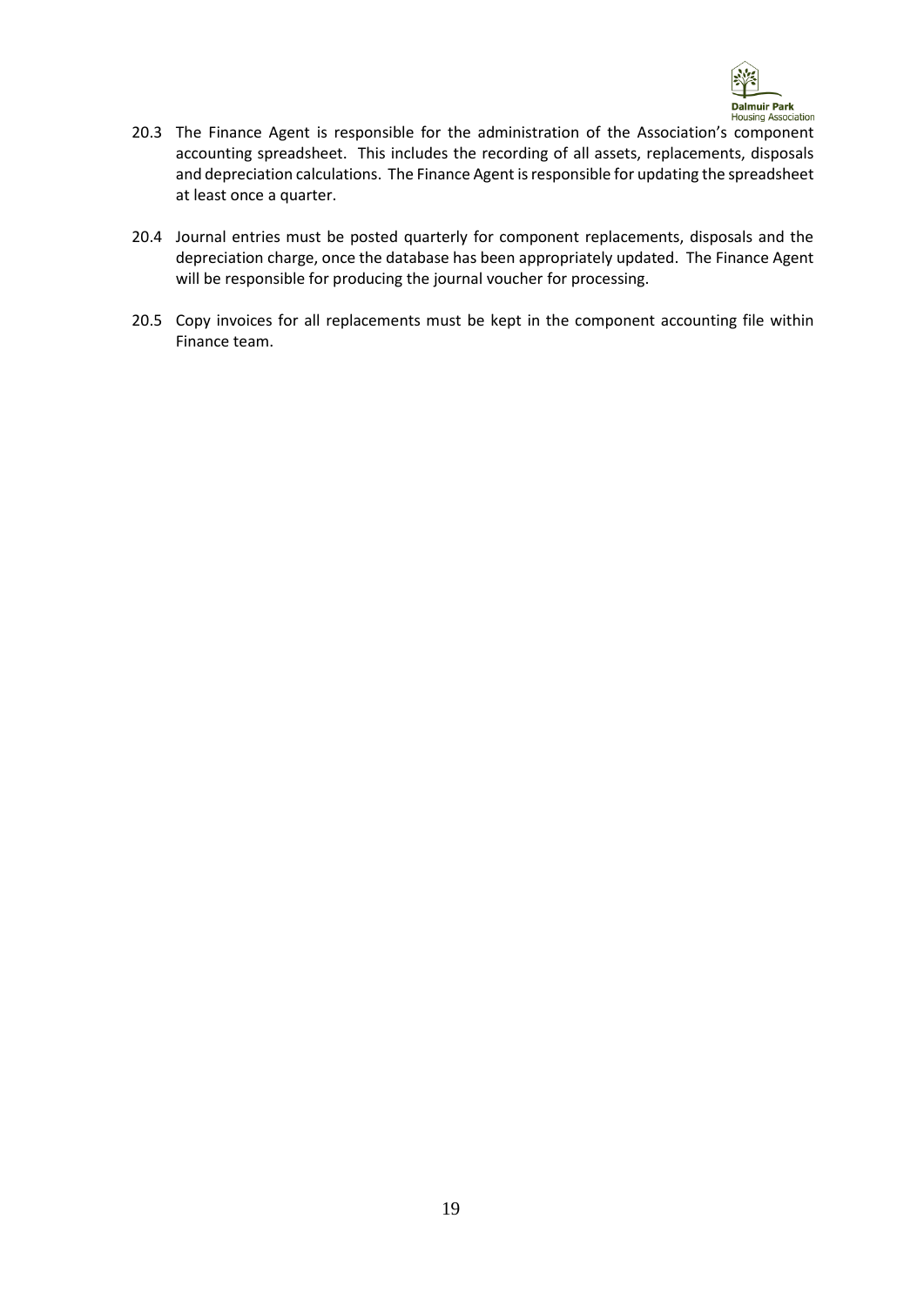20.3 The Finance Agent is responsible for the administration of the Association's component accounting spreadsheet. This includes the recording of all assets, replacements, disposals and depreciation calculations. The Finance Agent is responsible for updating the spreadsheet at least once a quarter.

20.4 Journal entries must be posted quarterly for component replacements, disposals and the depreciation charge, once the database has been appropriately updated. The Finance Agent will be responsible for producing the journal voucher for processing.

20.5 Copy invoices for all replacements must be kept in the component accounting file within Finance team.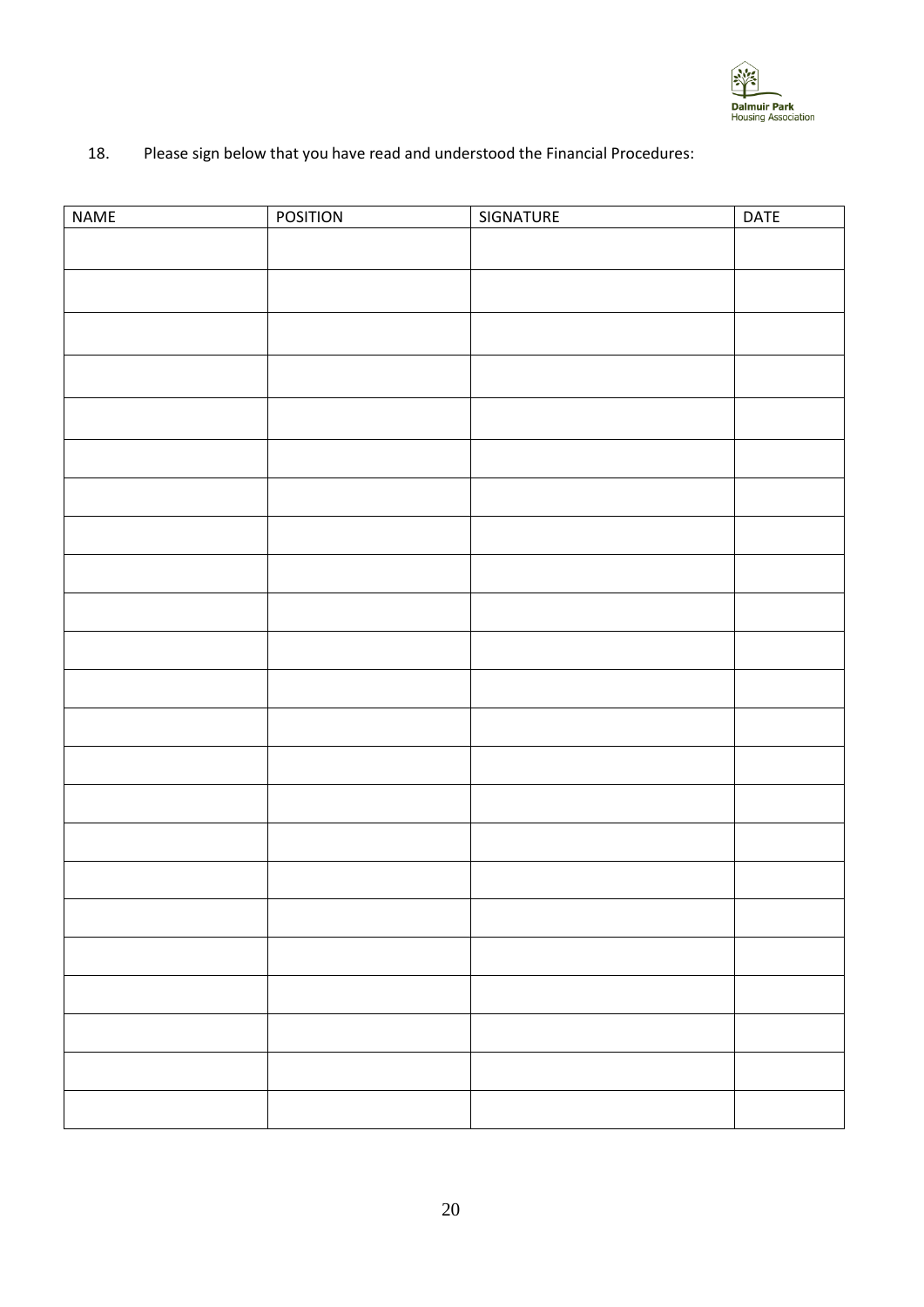18. Please sign below that you have read and understood the Financial Procedures:

| NAME | POSITION | SIGNATURE | DATE |
|---|---|---|---|
| | | | |
| | | | |
| | | | |
| | | | |
| | | | |
| | | | |
| | | | |
| | | | |
| | | | |
| | | | |
| | | | |
| | | | |
| | | | |
| | | | |
| | | | |
| | | | |
| | | | |
| | | | |
| | | | |
| | | | |
| | | | |
| | | | |
| | | | |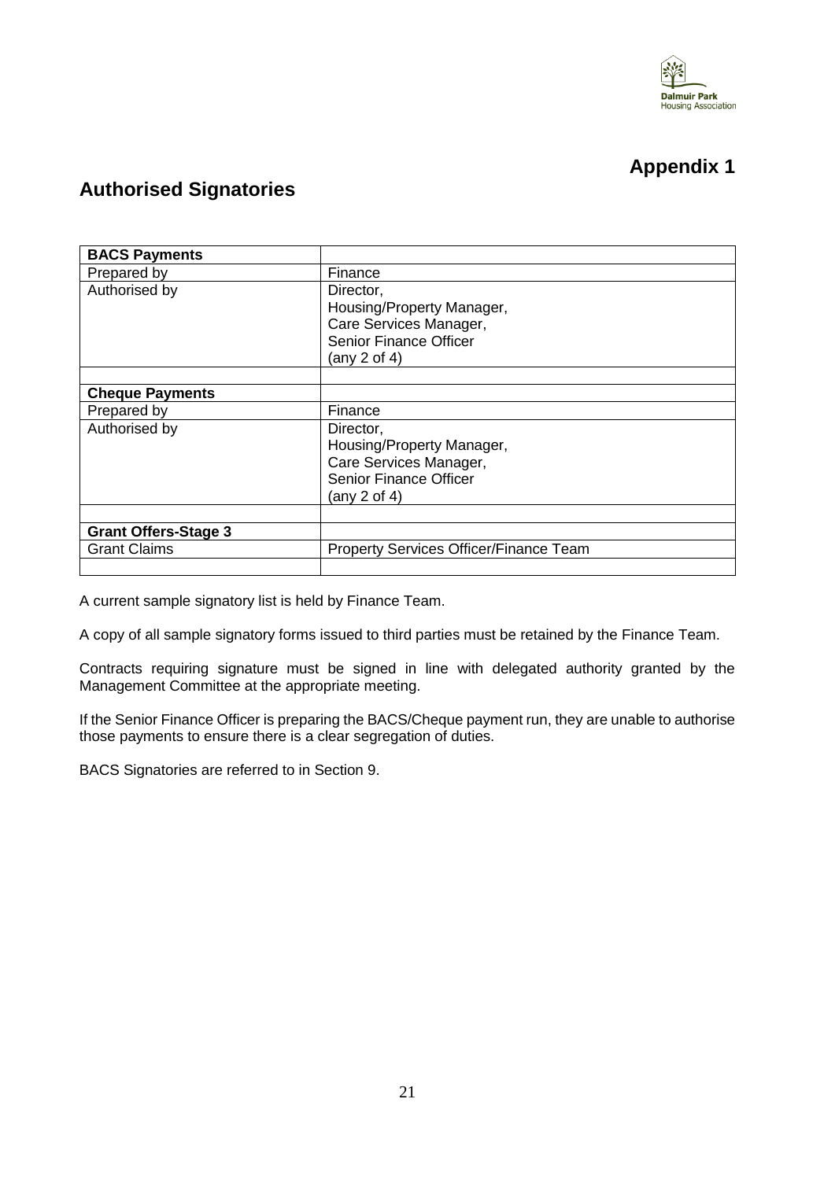## Appendix 1

## Authorised Signatories

| **BACS Payments** | |
|---|---|
| Prepared by | Finance |
| Authorised by | Director,<br>Housing/Property Manager,<br>Care Services Manager,<br>Senior Finance Officer<br>(any 2 of 4) |
| | |
| **Cheque Payments** | |
| Prepared by | Finance |
| Authorised by | Director,<br>Housing/Property Manager,<br>Care Services Manager,<br>Senior Finance Officer<br>(any 2 of 4) |
| | |
| **Grant Offers-Stage 3** | |
| Grant Claims | Property Services Officer/Finance Team |
| | |

A current sample signatory list is held by Finance Team.

A copy of all sample signatory forms issued to third parties must be retained by the Finance Team.

Contracts requiring signature must be signed in line with delegated authority granted by the Management Committee at the appropriate meeting.

If the Senior Finance Officer is preparing the BACS/Cheque payment run, they are unable to authorise those payments to ensure there is a clear segregation of duties.

BACS Signatories are referred to in Section 9.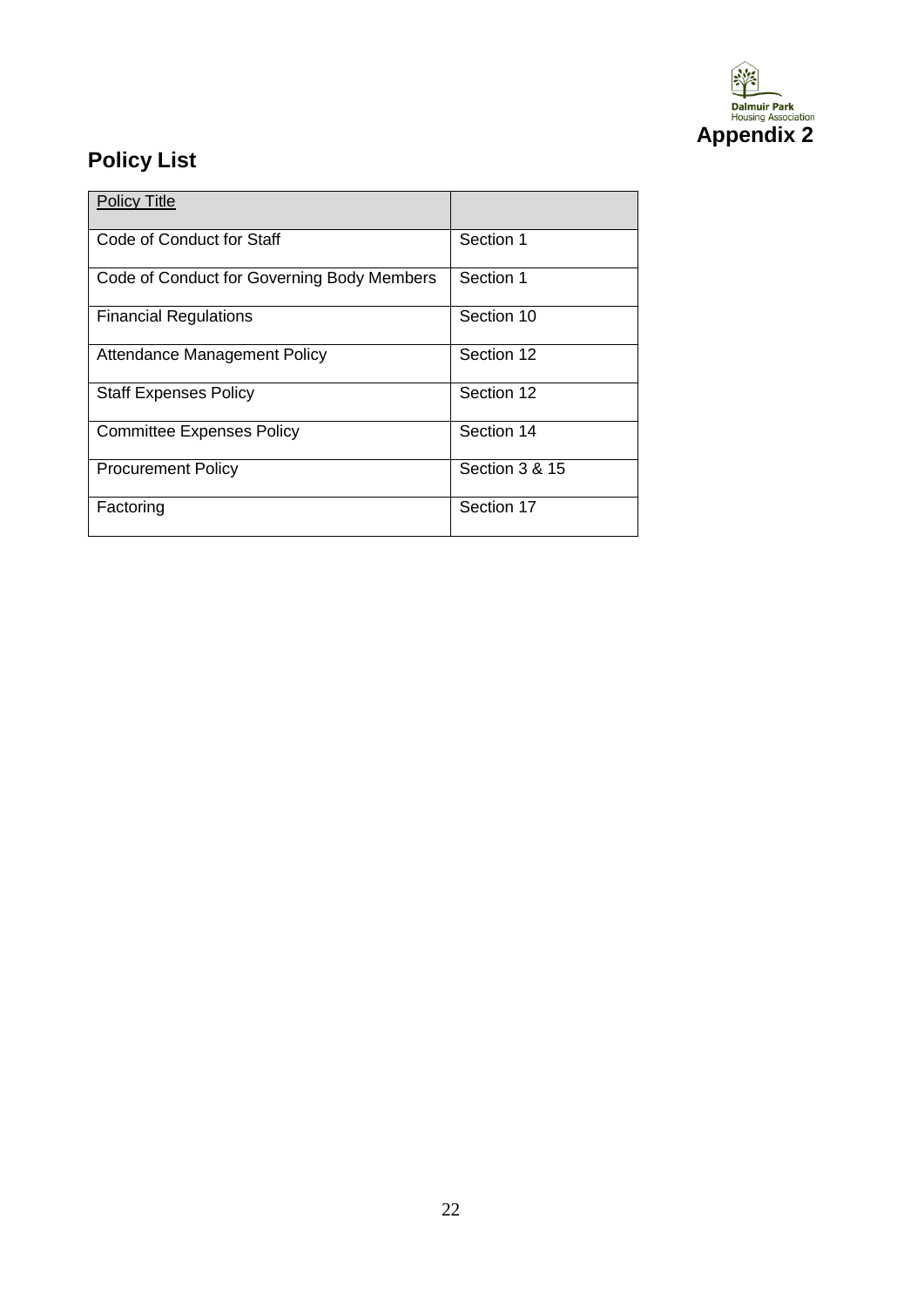Appendix 2

## Policy List

| Policy Title | |
|---|---|
| Code of Conduct for Staff | Section 1 |
| Code of Conduct for Governing Body Members | Section 1 |
| Financial Regulations | Section 10 |
| Attendance Management Policy | Section 12 |
| Staff Expenses Policy | Section 12 |
| Committee Expenses Policy | Section 14 |
| Procurement Policy | Section 3 & 15 |
| Factoring | Section 17 |